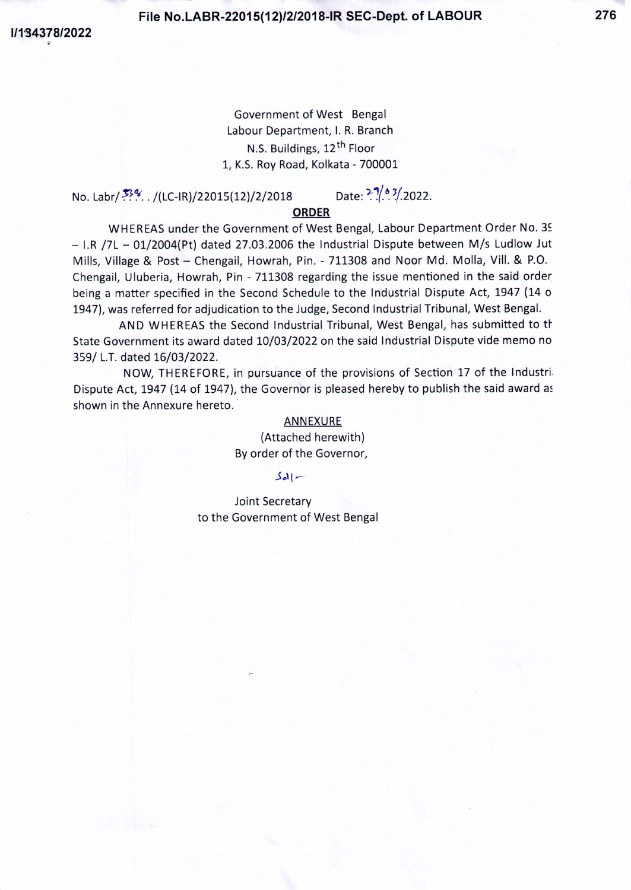Government of West Bengal
Labour Department, I. R. Branch
N.S. Buildings, 12th Floor
1, K.S. Roy Road, Kolkata - 700001

No. Labr/338../(LC-IR)/22015(12)/2/2018 Date: 29/03/2022.

**ORDER**

WHEREAS under the Government of West Bengal, Labour Department Order No. 39 – I.R /7L – 01/2004(Pt) dated 27.03.2006 the Industrial Dispute between M/s Ludlow Jute Mills, Village & Post – Chengail, Howrah, Pin. - 711308 and Noor Md. Molla, Vill. & P.O. Chengail, Uluberia, Howrah, Pin - 711308 regarding the issue mentioned in the said order being a matter specified in the Second Schedule to the Industrial Dispute Act, 1947 (14 of 1947), was referred for adjudication to the Judge, Second Industrial Tribunal, West Bengal.

AND WHEREAS the Second Industrial Tribunal, West Bengal, has submitted to the State Government its award dated 10/03/2022 on the said Industrial Dispute vide memo no 359/ L.T. dated 16/03/2022.

NOW, THEREFORE, in pursuance of the provisions of Section 17 of the Industrial Dispute Act, 1947 (14 of 1947), the Governor is pleased hereby to publish the said award as shown in the Annexure hereto.

ANNEXURE
(Attached herewith)
By order of the Governor,

Sd/-

Joint Secretary
to the Government of West Bengal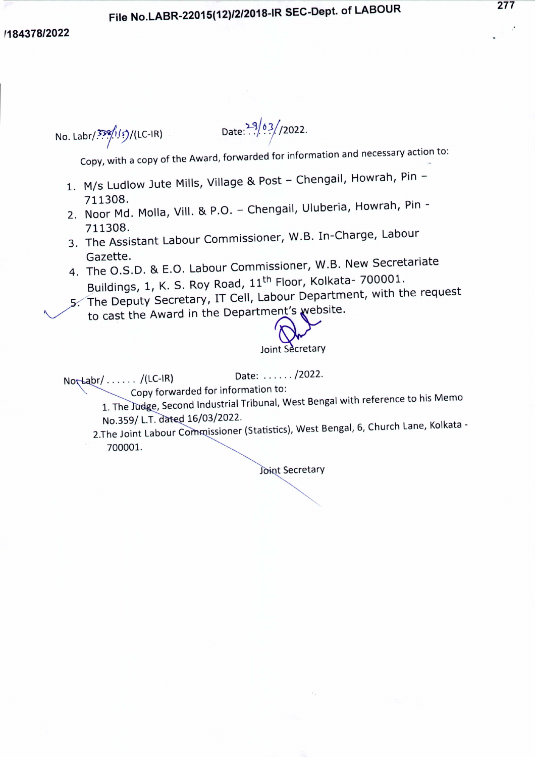File No.LABR-22015(12)/2/2018-IR SEC-Dept. of LABOUR

I184378/2022

No. Labr/338/1(5)/(LC-IR) Date: 29/03/2022.

Copy, with a copy of the Award, forwarded for information and necessary action to:

1. M/s Ludlow Jute Mills, Village & Post – Chengail, Howrah, Pin – 711308.
2. Noor Md. Molla, Vill. & P.O. – Chengail, Uluberia, Howrah, Pin - 711308.
3. The Assistant Labour Commissioner, W.B. In-Charge, Labour Gazette.
4. The O.S.D. & E.O. Labour Commissioner, W.B. New Secretariate Buildings, 1, K. S. Roy Road, 11th Floor, Kolkata- 700001.
5. The Deputy Secretary, IT Cell, Labour Department, with the request to cast the Award in the Department's website.

Joint Secretary

No. Labr/....... /(LC-IR) Date: ....... /2022.

Copy forwarded for information to:

1. The Judge, Second Industrial Tribunal, West Bengal with reference to his Memo No.359/ L.T. dated 16/03/2022.
2. The Joint Labour Commissioner (Statistics), West Bengal, 6, Church Lane, Kolkata - 700001.

Joint Secretary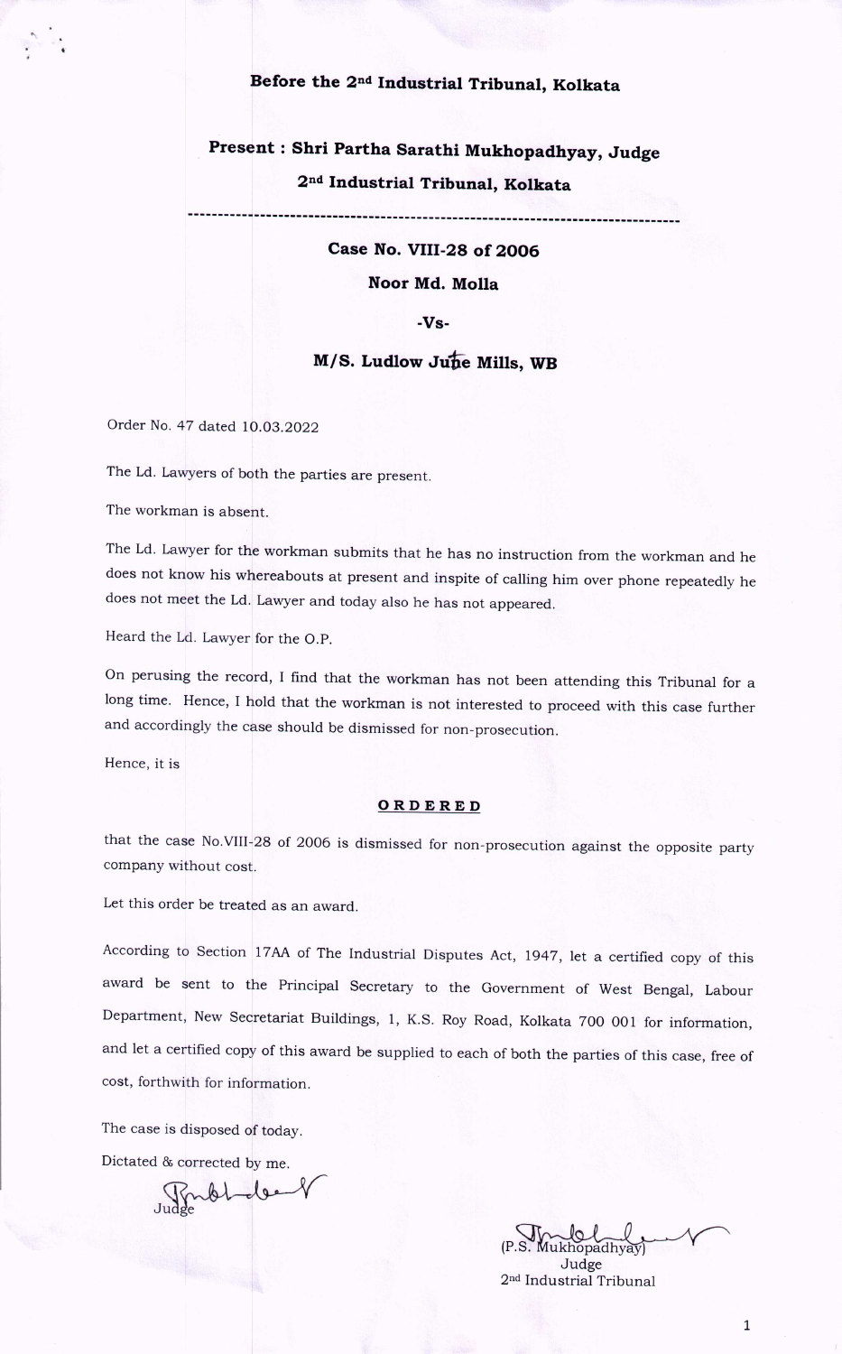**Before the 2nd Industrial Tribunal, Kolkata**

**Present : Shri Partha Sarathi Mukhopadhyay, Judge**

**2nd Industrial Tribunal, Kolkata**

---

**Case No. VIII-28 of 2006**

**Noor Md. Molla**

**-Vs-**

**M/S. Ludlow Jute Mills, WB**

Order No. 47 dated 10.03.2022

The Ld. Lawyers of both the parties are present.

The workman is absent.

The Ld. Lawyer for the workman submits that he has no instruction from the workman and he does not know his whereabouts at present and inspite of calling him over phone repeatedly he does not meet the Ld. Lawyer and today also he has not appeared.

Heard the Ld. Lawyer for the O.P.

On perusing the record, I find that the workman has not been attending this Tribunal for a long time. Hence, I hold that the workman is not interested to proceed with this case further and accordingly the case should be dismissed for non-prosecution.

Hence, it is

**ORDERED**

that the case No.VIII-28 of 2006 is dismissed for non-prosecution against the opposite party company without cost.

Let this order be treated as an award.

According to Section 17AA of The Industrial Disputes Act, 1947, let a certified copy of this award be sent to the Principal Secretary to the Government of West Bengal, Labour Department, New Secretariat Buildings, 1, K.S. Roy Road, Kolkata 700 001 for information, and let a certified copy of this award be supplied to each of both the parties of this case, free of cost, forthwith for information.

The case is disposed of today.

Dictated & corrected by me.

Judge

(P.S. Mukhopadhyay)
Judge
2nd Industrial Tribunal